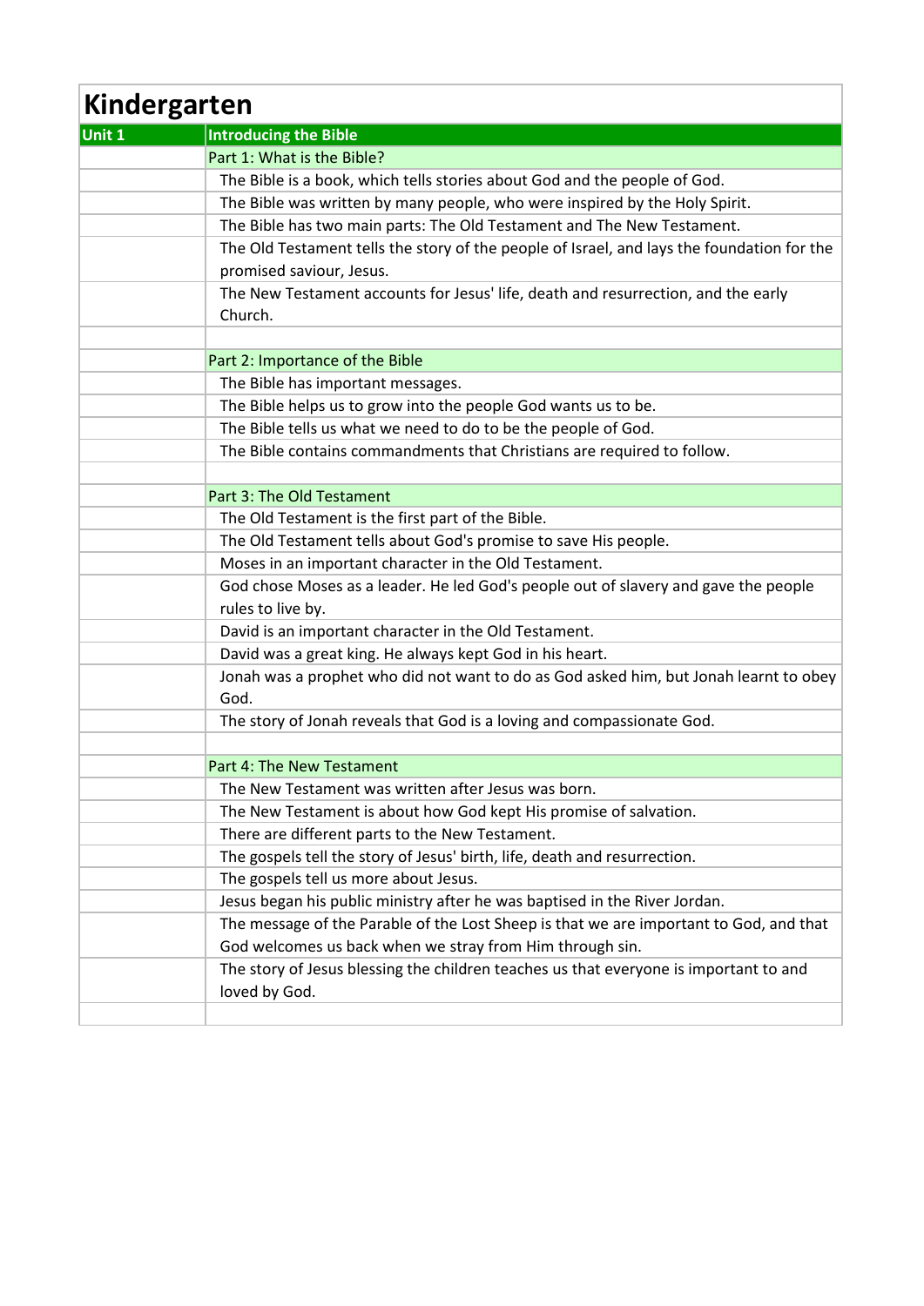# Kindergarten

| | |
|---|---|
| **Unit 1** | **Introducing the Bible** |
| | Part 1: What is the Bible? |
| | The Bible is a book, which tells stories about God and the people of God. |
| | The Bible was written by many people, who were inspired by the Holy Spirit. |
| | The Bible has two main parts: The Old Testament and The New Testament. |
| | The Old Testament tells the story of the people of Israel, and lays the foundation for the promised saviour, Jesus. |
| | The New Testament accounts for Jesus' life, death and resurrection, and the early Church. |
| | |
| | Part 2: Importance of the Bible |
| | The Bible has important messages. |
| | The Bible helps us to grow into the people God wants us to be. |
| | The Bible tells us what we need to do to be the people of God. |
| | The Bible contains commandments that Christians are required to follow. |
| | |
| | Part 3: The Old Testament |
| | The Old Testament is the first part of the Bible. |
| | The Old Testament tells about God's promise to save His people. |
| | Moses in an important character in the Old Testament. |
| | God chose Moses as a leader. He led God's people out of slavery and gave the people rules to live by. |
| | David is an important character in the Old Testament. |
| | David was a great king. He always kept God in his heart. |
| | Jonah was a prophet who did not want to do as God asked him, but Jonah learnt to obey God. |
| | The story of Jonah reveals that God is a loving and compassionate God. |
| | |
| | Part 4: The New Testament |
| | The New Testament was written after Jesus was born. |
| | The New Testament is about how God kept His promise of salvation. |
| | There are different parts to the New Testament. |
| | The gospels tell the story of Jesus' birth, life, death and resurrection. |
| | The gospels tell us more about Jesus. |
| | Jesus began his public ministry after he was baptised in the River Jordan. |
| | The message of the Parable of the Lost Sheep is that we are important to God, and that God welcomes us back when we stray from Him through sin. |
| | The story of Jesus blessing the children teaches us that everyone is important to and loved by God. |
| | |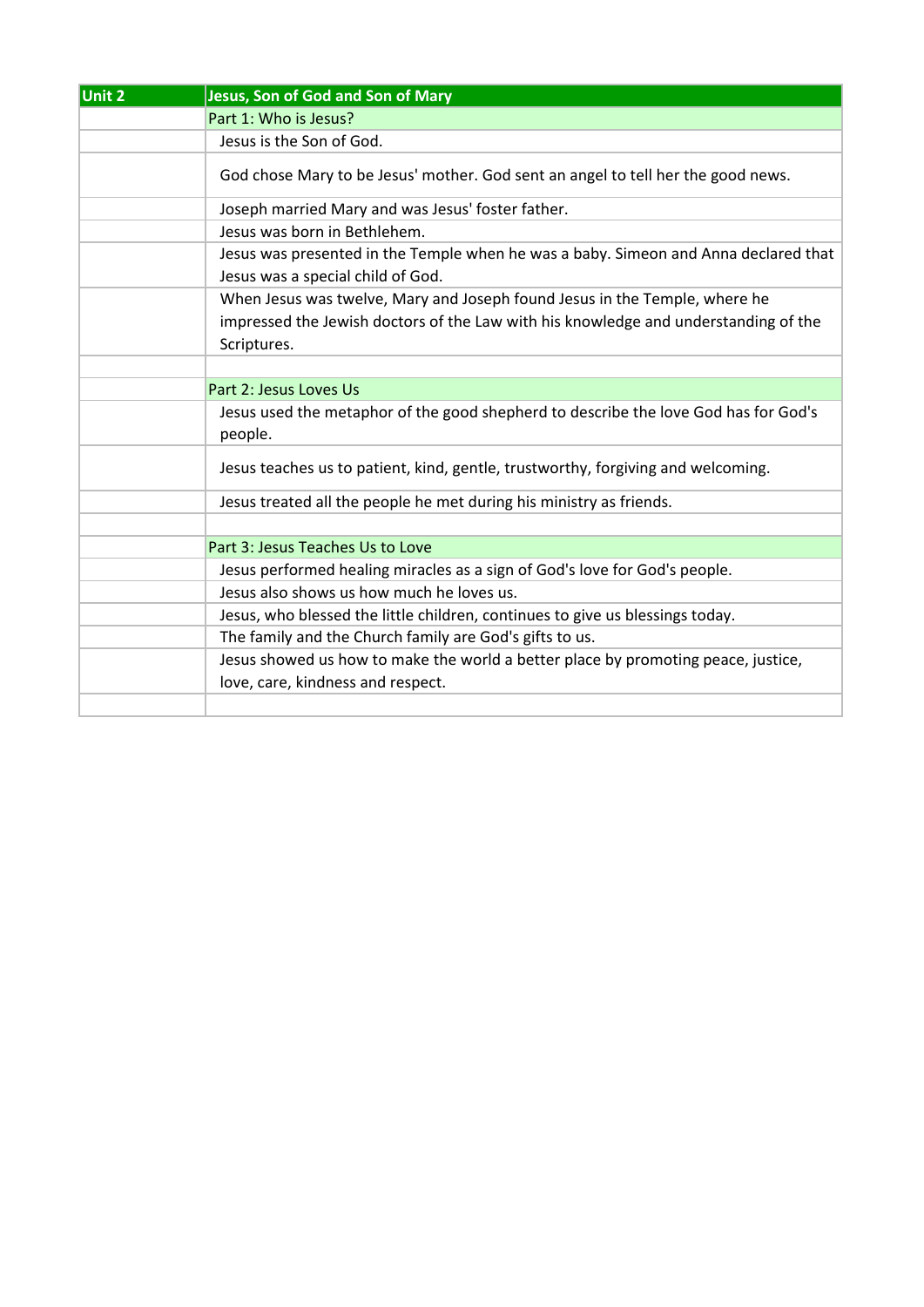| Unit 2 | Jesus, Son of God and Son of Mary |
|---|---|
| | Part 1: Who is Jesus? |
| | Jesus is the Son of God. |
| | God chose Mary to be Jesus' mother. God sent an angel to tell her the good news. |
| | Joseph married Mary and was Jesus' foster father. |
| | Jesus was born in Bethlehem. |
| | Jesus was presented in the Temple when he was a baby. Simeon and Anna declared that Jesus was a special child of God. |
| | When Jesus was twelve, Mary and Joseph found Jesus in the Temple, where he impressed the Jewish doctors of the Law with his knowledge and understanding of the Scriptures. |
| | |
| | Part 2: Jesus Loves Us |
| | Jesus used the metaphor of the good shepherd to describe the love God has for God's people. |
| | Jesus teaches us to patient, kind, gentle, trustworthy, forgiving and welcoming. |
| | Jesus treated all the people he met during his ministry as friends. |
| | |
| | Part 3: Jesus Teaches Us to Love |
| | Jesus performed healing miracles as a sign of God's love for God's people. |
| | Jesus also shows us how much he loves us. |
| | Jesus, who blessed the little children, continues to give us blessings today. |
| | The family and the Church family are God's gifts to us. |
| | Jesus showed us how to make the world a better place by promoting peace, justice, love, care, kindness and respect. |
| | |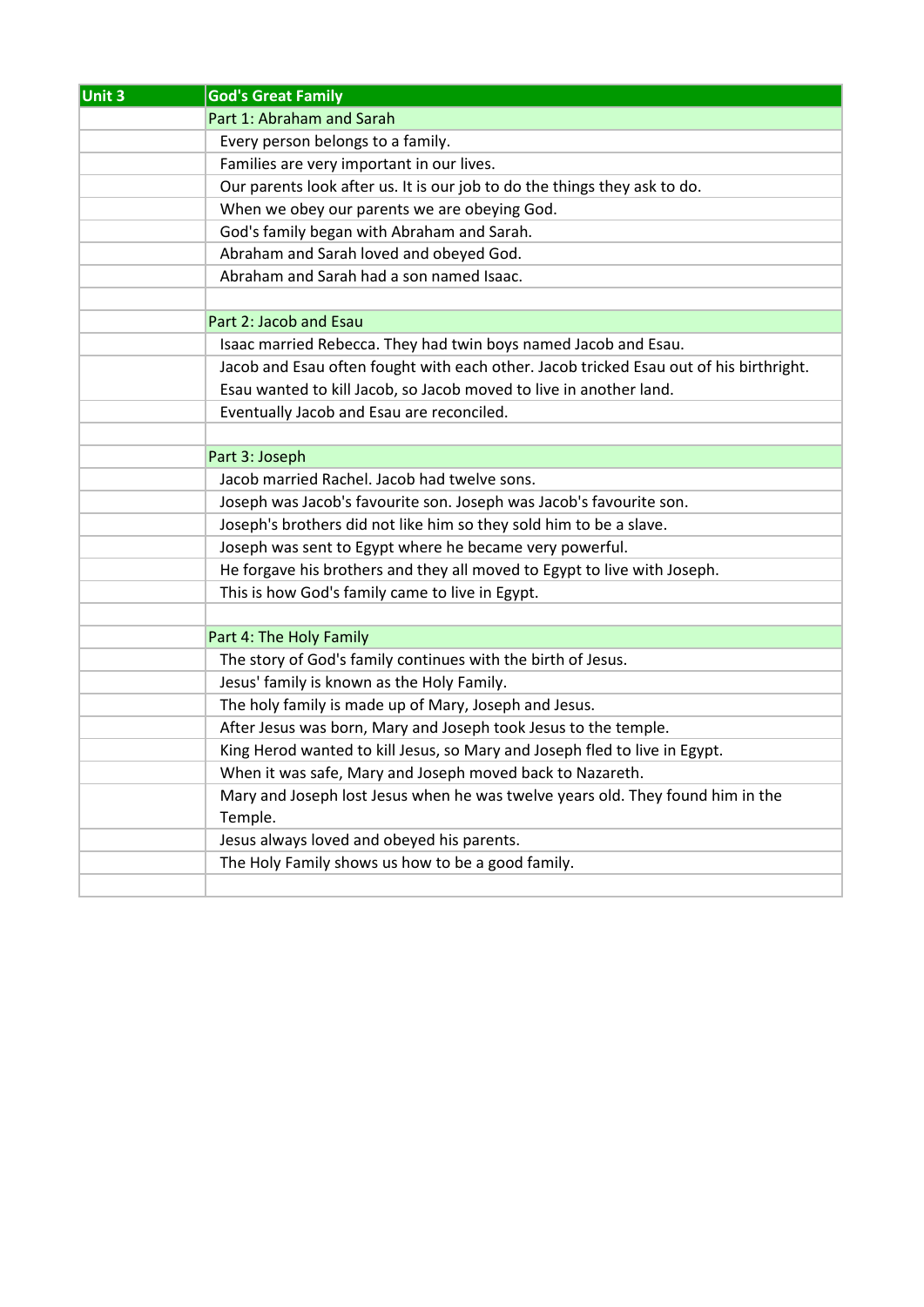| Unit 3 | God's Great Family |
|---|---|
| | Part 1: Abraham and Sarah |
| | Every person belongs to a family. |
| | Families are very important in our lives. |
| | Our parents look after us. It is our job to do the things they ask to do. |
| | When we obey our parents we are obeying God. |
| | God's family began with Abraham and Sarah. |
| | Abraham and Sarah loved and obeyed God. |
| | Abraham and Sarah had a son named Isaac. |
| | |
| | Part 2: Jacob and Esau |
| | Isaac married Rebecca. They had twin boys named Jacob and Esau. |
| | Jacob and Esau often fought with each other. Jacob tricked Esau out of his birthright. |
| | Esau wanted to kill Jacob, so Jacob moved to live in another land. |
| | Eventually Jacob and Esau are reconciled. |
| | |
| | Part 3: Joseph |
| | Jacob married Rachel. Jacob had twelve sons. |
| | Joseph was Jacob's favourite son. Joseph was Jacob's favourite son. |
| | Joseph's brothers did not like him so they sold him to be a slave. |
| | Joseph was sent to Egypt where he became very powerful. |
| | He forgave his brothers and they all moved to Egypt to live with Joseph. |
| | This is how God's family came to live in Egypt. |
| | |
| | Part 4: The Holy Family |
| | The story of God's family continues with the birth of Jesus. |
| | Jesus' family is known as the Holy Family. |
| | The holy family is made up of Mary, Joseph and Jesus. |
| | After Jesus was born, Mary and Joseph took Jesus to the temple. |
| | King Herod wanted to kill Jesus, so Mary and Joseph fled to live in Egypt. |
| | When it was safe, Mary and Joseph moved back to Nazareth. |
| | Mary and Joseph lost Jesus when he was twelve years old. They found him in the Temple. |
| | Jesus always loved and obeyed his parents. |
| | The Holy Family shows us how to be a good family. |
| | |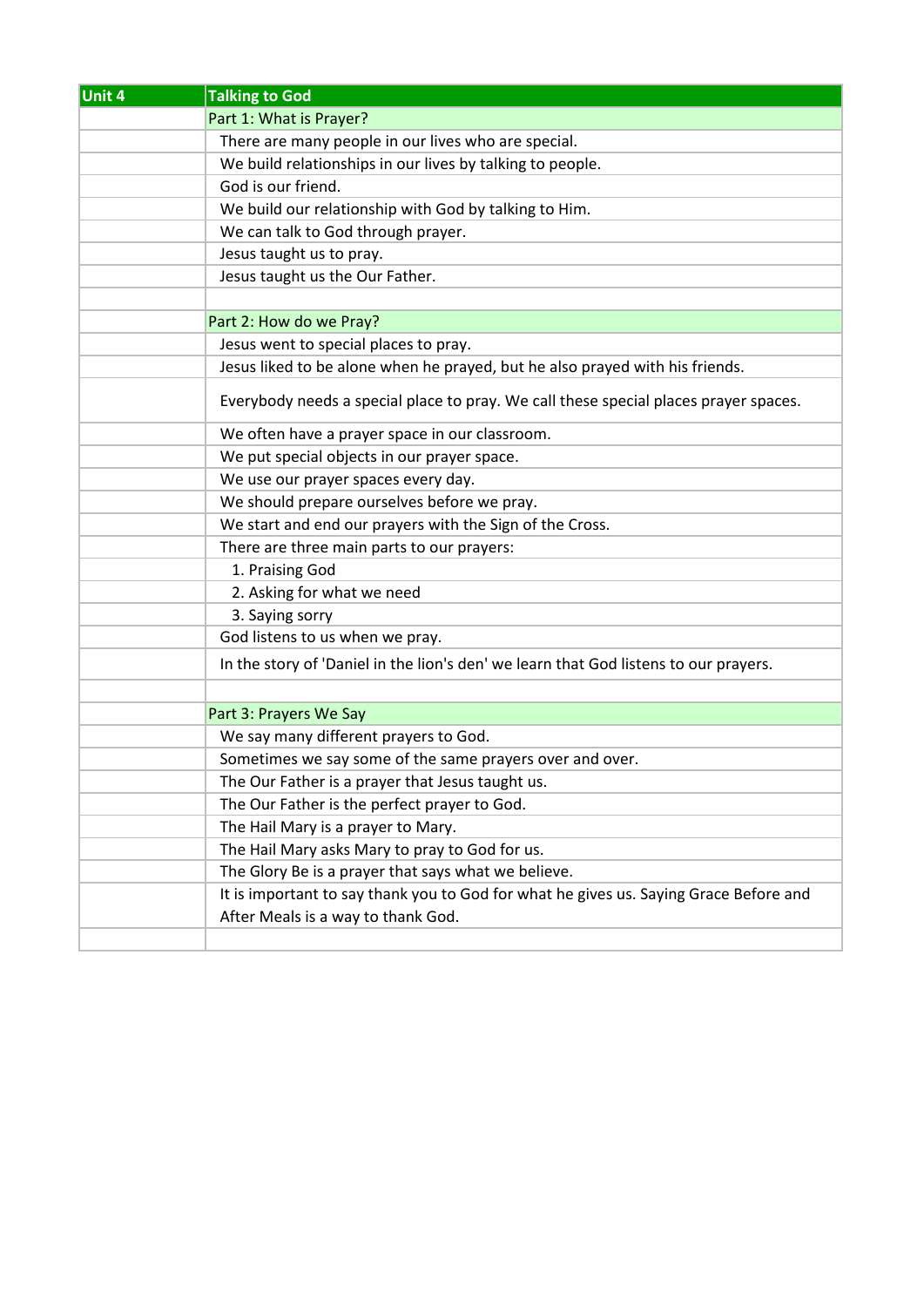| Unit 4 | Talking to God |
| --- | --- |
| | Part 1: What is Prayer? |
| | There are many people in our lives who are special. |
| | We build relationships in our lives by talking to people. |
| | God is our friend. |
| | We build our relationship with God by talking to Him. |
| | We can talk to God through prayer. |
| | Jesus taught us to pray. |
| | Jesus taught us the Our Father. |
| | |
| | Part 2: How do we Pray? |
| | Jesus went to special places to pray. |
| | Jesus liked to be alone when he prayed, but he also prayed with his friends. |
| | Everybody needs a special place to pray. We call these special places prayer spaces. |
| | We often have a prayer space in our classroom. |
| | We put special objects in our prayer space. |
| | We use our prayer spaces every day. |
| | We should prepare ourselves before we pray. |
| | We start and end our prayers with the Sign of the Cross. |
| | There are three main parts to our prayers: |
| | 1. Praising God |
| | 2. Asking for what we need |
| | 3. Saying sorry |
| | God listens to us when we pray. |
| | In the story of 'Daniel in the lion's den' we learn that God listens to our prayers. |
| | |
| | Part 3: Prayers We Say |
| | We say many different prayers to God. |
| | Sometimes we say some of the same prayers over and over. |
| | The Our Father is a prayer that Jesus taught us. |
| | The Our Father is the perfect prayer to God. |
| | The Hail Mary is a prayer to Mary. |
| | The Hail Mary asks Mary to pray to God for us. |
| | The Glory Be is a prayer that says what we believe. |
| | It is important to say thank you to God for what he gives us. Saying Grace Before and After Meals is a way to thank God. |
| | |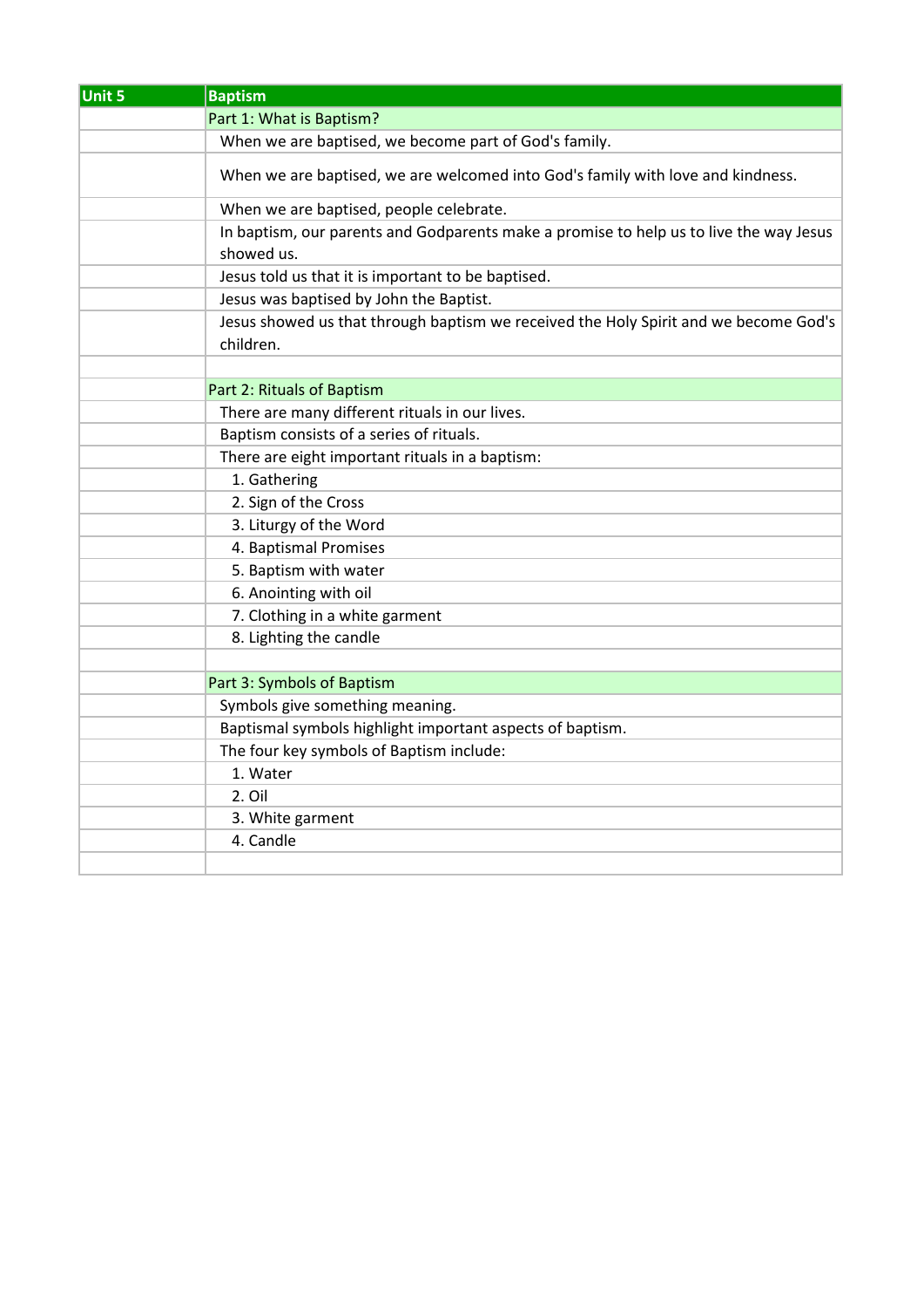| Unit 5 | Baptism |
| --- | --- |
| | Part 1: What is Baptism? |
| | When we are baptised, we become part of God's family. |
| | When we are baptised, we are welcomed into God's family with love and kindness. |
| | When we are baptised, people celebrate. |
| | In baptism, our parents and Godparents make a promise to help us to live the way Jesus showed us. |
| | Jesus told us that it is important to be baptised. |
| | Jesus was baptised by John the Baptist. |
| | Jesus showed us that through baptism we received the Holy Spirit and we become God's children. |
| | |
| | Part 2: Rituals of Baptism |
| | There are many different rituals in our lives. |
| | Baptism consists of a series of rituals. |
| | There are eight important rituals in a baptism: |
| | 1. Gathering |
| | 2. Sign of the Cross |
| | 3. Liturgy of the Word |
| | 4. Baptismal Promises |
| | 5. Baptism with water |
| | 6. Anointing with oil |
| | 7. Clothing in a white garment |
| | 8. Lighting the candle |
| | |
| | Part 3: Symbols of Baptism |
| | Symbols give something meaning. |
| | Baptismal symbols highlight important aspects of baptism. |
| | The four key symbols of Baptism include: |
| | 1. Water |
| | 2. Oil |
| | 3. White garment |
| | 4. Candle |
| | |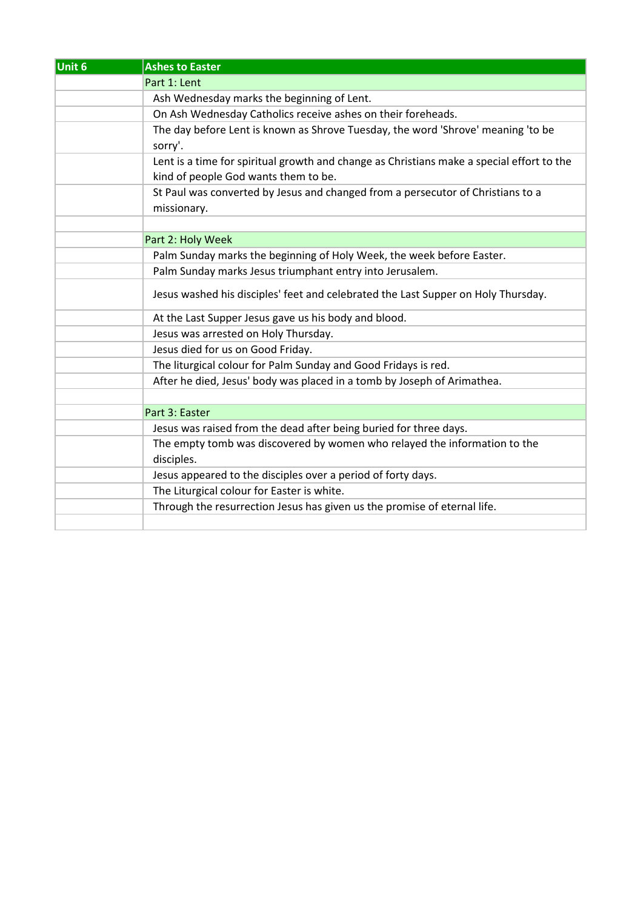| Unit 6 | Ashes to Easter |
| --- | --- |
| | Part 1: Lent |
| | Ash Wednesday marks the beginning of Lent. |
| | On Ash Wednesday Catholics receive ashes on their foreheads. |
| | The day before Lent is known as Shrove Tuesday, the word 'Shrove' meaning 'to be sorry'. |
| | Lent is a time for spiritual growth and change as Christians make a special effort to the kind of people God wants them to be. |
| | St Paul was converted by Jesus and changed from a persecutor of Christians to a missionary. |
| | |
| | Part 2: Holy Week |
| | Palm Sunday marks the beginning of Holy Week, the week before Easter. |
| | Palm Sunday marks Jesus triumphant entry into Jerusalem. |
| | Jesus washed his disciples' feet and celebrated the Last Supper on Holy Thursday. |
| | At the Last Supper Jesus gave us his body and blood. |
| | Jesus was arrested on Holy Thursday. |
| | Jesus died for us on Good Friday. |
| | The liturgical colour for Palm Sunday and Good Fridays is red. |
| | After he died, Jesus' body was placed in a tomb by Joseph of Arimathea. |
| | |
| | Part 3: Easter |
| | Jesus was raised from the dead after being buried for three days. |
| | The empty tomb was discovered by women who relayed the information to the disciples. |
| | Jesus appeared to the disciples over a period of forty days. |
| | The Liturgical colour for Easter is white. |
| | Through the resurrection Jesus has given us the promise of eternal life. |
| | |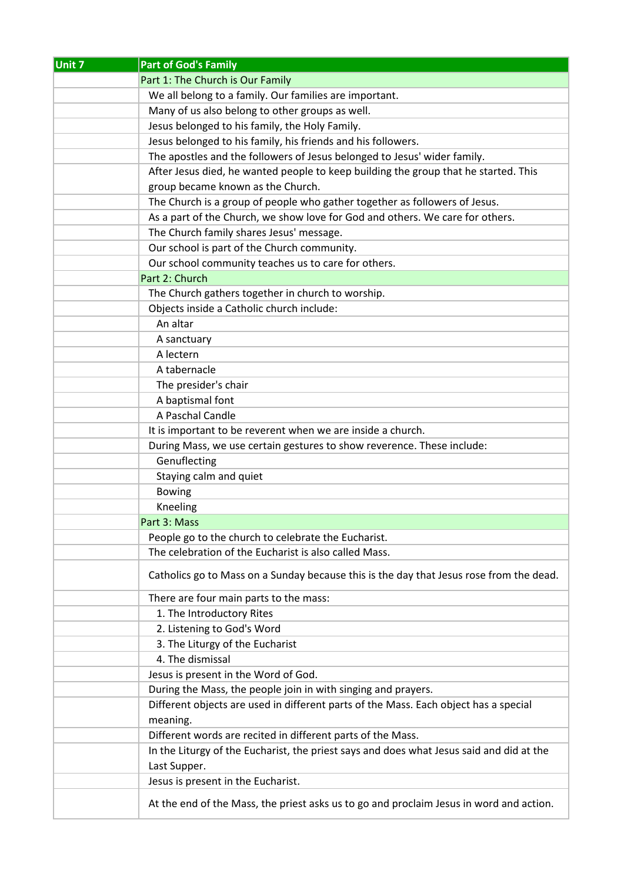| Unit 7 | Part of God's Family |
|---|---|
| | Part 1: The Church is Our Family |
| | We all belong to a family. Our families are important. |
| | Many of us also belong to other groups as well. |
| | Jesus belonged to his family, the Holy Family. |
| | Jesus belonged to his family, his friends and his followers. |
| | The apostles and the followers of Jesus belonged to Jesus' wider family. |
| | After Jesus died, he wanted people to keep building the group that he started. This group became known as the Church. |
| | The Church is a group of people who gather together as followers of Jesus. |
| | As a part of the Church, we show love for God and others. We care for others. |
| | The Church family shares Jesus' message. |
| | Our school is part of the Church community. |
| | Our school community teaches us to care for others. |
| | Part 2: Church |
| | The Church gathers together in church to worship. |
| | Objects inside a Catholic church include: |
| | An altar |
| | A sanctuary |
| | A lectern |
| | A tabernacle |
| | The presider's chair |
| | A baptismal font |
| | A Paschal Candle |
| | It is important to be reverent when we are inside a church. |
| | During Mass, we use certain gestures to show reverence. These include: |
| | Genuflecting |
| | Staying calm and quiet |
| | Bowing |
| | Kneeling |
| | Part 3: Mass |
| | People go to the church to celebrate the Eucharist. |
| | The celebration of the Eucharist is also called Mass. |
| | Catholics go to Mass on a Sunday because this is the day that Jesus rose from the dead. |
| | There are four main parts to the mass: |
| | 1. The Introductory Rites |
| | 2. Listening to God's Word |
| | 3. The Liturgy of the Eucharist |
| | 4. The dismissal |
| | Jesus is present in the Word of God. |
| | During the Mass, the people join in with singing and prayers. |
| | Different objects are used in different parts of the Mass. Each object has a special meaning. |
| | Different words are recited in different parts of the Mass. |
| | In the Liturgy of the Eucharist, the priest says and does what Jesus said and did at the Last Supper. |
| | Jesus is present in the Eucharist. |
| | At the end of the Mass, the priest asks us to go and proclaim Jesus in word and action. |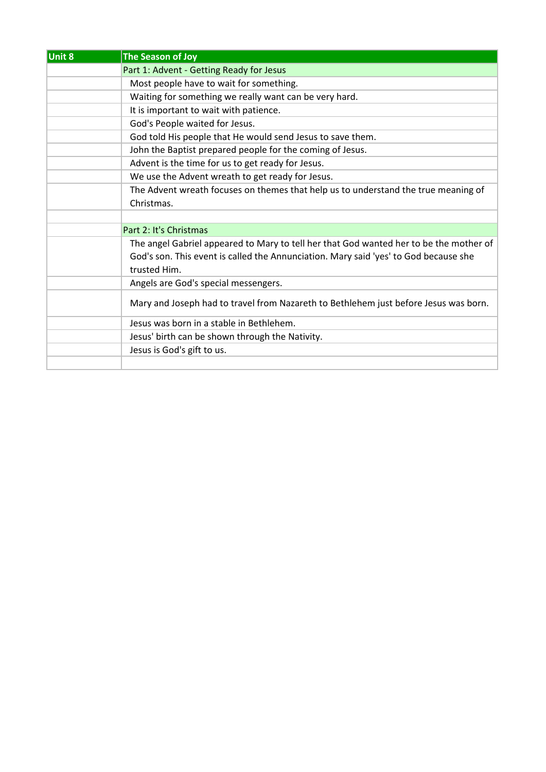| Unit 8 | The Season of Joy |
| --- | --- |
| | Part 1: Advent - Getting Ready for Jesus |
| | Most people have to wait for something. |
| | Waiting for something we really want can be very hard. |
| | It is important to wait with patience. |
| | God's People waited for Jesus. |
| | God told His people that He would send Jesus to save them. |
| | John the Baptist prepared people for the coming of Jesus. |
| | Advent is the time for us to get ready for Jesus. |
| | We use the Advent wreath to get ready for Jesus. |
| | The Advent wreath focuses on themes that help us to understand the true meaning of Christmas. |
| | |
| | Part 2: It's Christmas |
| | The angel Gabriel appeared to Mary to tell her that God wanted her to be the mother of God's son. This event is called the Annunciation. Mary said 'yes' to God because she trusted Him. |
| | Angels are God's special messengers. |
| | Mary and Joseph had to travel from Nazareth to Bethlehem just before Jesus was born. |
| | Jesus was born in a stable in Bethlehem. |
| | Jesus' birth can be shown through the Nativity. |
| | Jesus is God's gift to us. |
| | |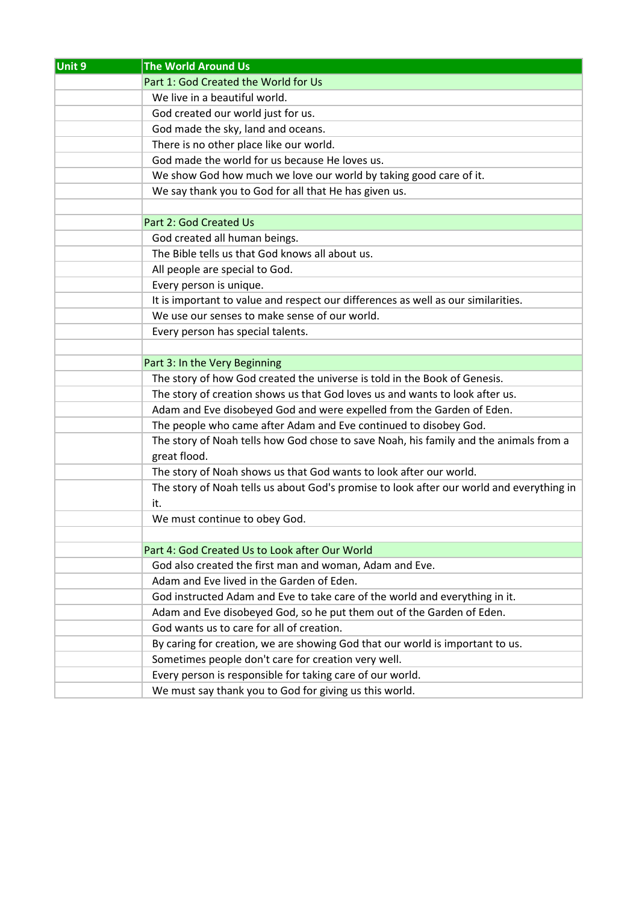| Unit 9 | The World Around Us |
|---|---|
| | Part 1: God Created the World for Us |
| | We live in a beautiful world. |
| | God created our world just for us. |
| | God made the sky, land and oceans. |
| | There is no other place like our world. |
| | God made the world for us because He loves us. |
| | We show God how much we love our world by taking good care of it. |
| | We say thank you to God for all that He has given us. |
| | |
| | Part 2: God Created Us |
| | God created all human beings. |
| | The Bible tells us that God knows all about us. |
| | All people are special to God. |
| | Every person is unique. |
| | It is important to value and respect our differences as well as our similarities. |
| | We use our senses to make sense of our world. |
| | Every person has special talents. |
| | |
| | Part 3: In the Very Beginning |
| | The story of how God created the universe is told in the Book of Genesis. |
| | The story of creation shows us that God loves us and wants to look after us. |
| | Adam and Eve disobeyed God and were expelled from the Garden of Eden. |
| | The people who came after Adam and Eve continued to disobey God. |
| | The story of Noah tells how God chose to save Noah, his family and the animals from a great flood. |
| | The story of Noah shows us that God wants to look after our world. |
| | The story of Noah tells us about God's promise to look after our world and everything in it. |
| | We must continue to obey God. |
| | |
| | Part 4: God Created Us to Look after Our World |
| | God also created the first man and woman, Adam and Eve. |
| | Adam and Eve lived in the Garden of Eden. |
| | God instructed Adam and Eve to take care of the world and everything in it. |
| | Adam and Eve disobeyed God, so he put them out of the Garden of Eden. |
| | God wants us to care for all of creation. |
| | By caring for creation, we are showing God that our world is important to us. |
| | Sometimes people don't care for creation very well. |
| | Every person is responsible for taking care of our world. |
| | We must say thank you to God for giving us this world. |